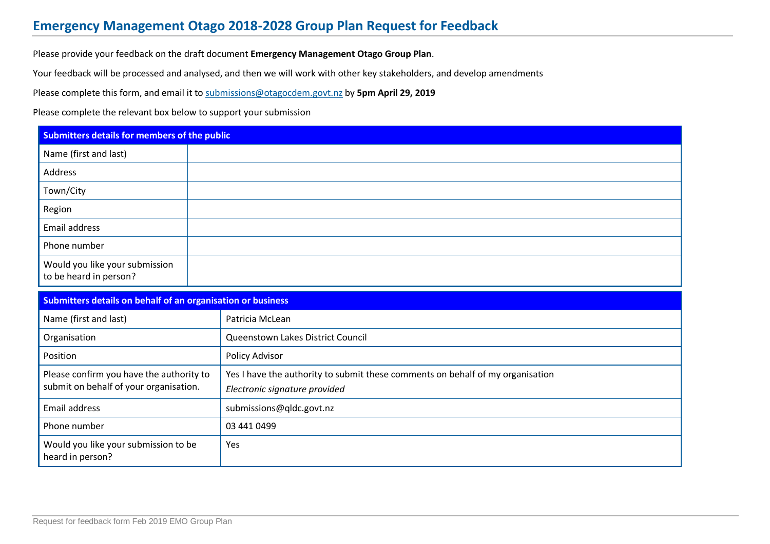# Emergency Management Otago 2018-2028 Group Plan Request for Feedback

Please provide your feedback on the draft document **Emergency Management Otago Group Plan**.

Your feedback will be processed and analysed, and then we will work with other key stakeholders, and develop amendments

Please complete this form, and email it to submissions@otagocdem.govt.nz by **5pm April 29, 2019**

Please complete the relevant box below to support your submission

| Submitters details for members of the public | |
|---|---|
| Name (first and last) | |
| Address | |
| Town/City | |
| Region | |
| Email address | |
| Phone number | |
| Would you like your submission to be heard in person? | |

| Submitters details on behalf of an organisation or business | |
|---|---|
| Name (first and last) | Patricia McLean |
| Organisation | Queenstown Lakes District Council |
| Position | Policy Advisor |
| Please confirm you have the authority to submit on behalf of your organisation. | Yes I have the authority to submit these comments on behalf of my organisation *Electronic signature provided* |
| Email address | submissions@qldc.govt.nz |
| Phone number | 03 441 0499 |
| Would you like your submission to be heard in person? | Yes |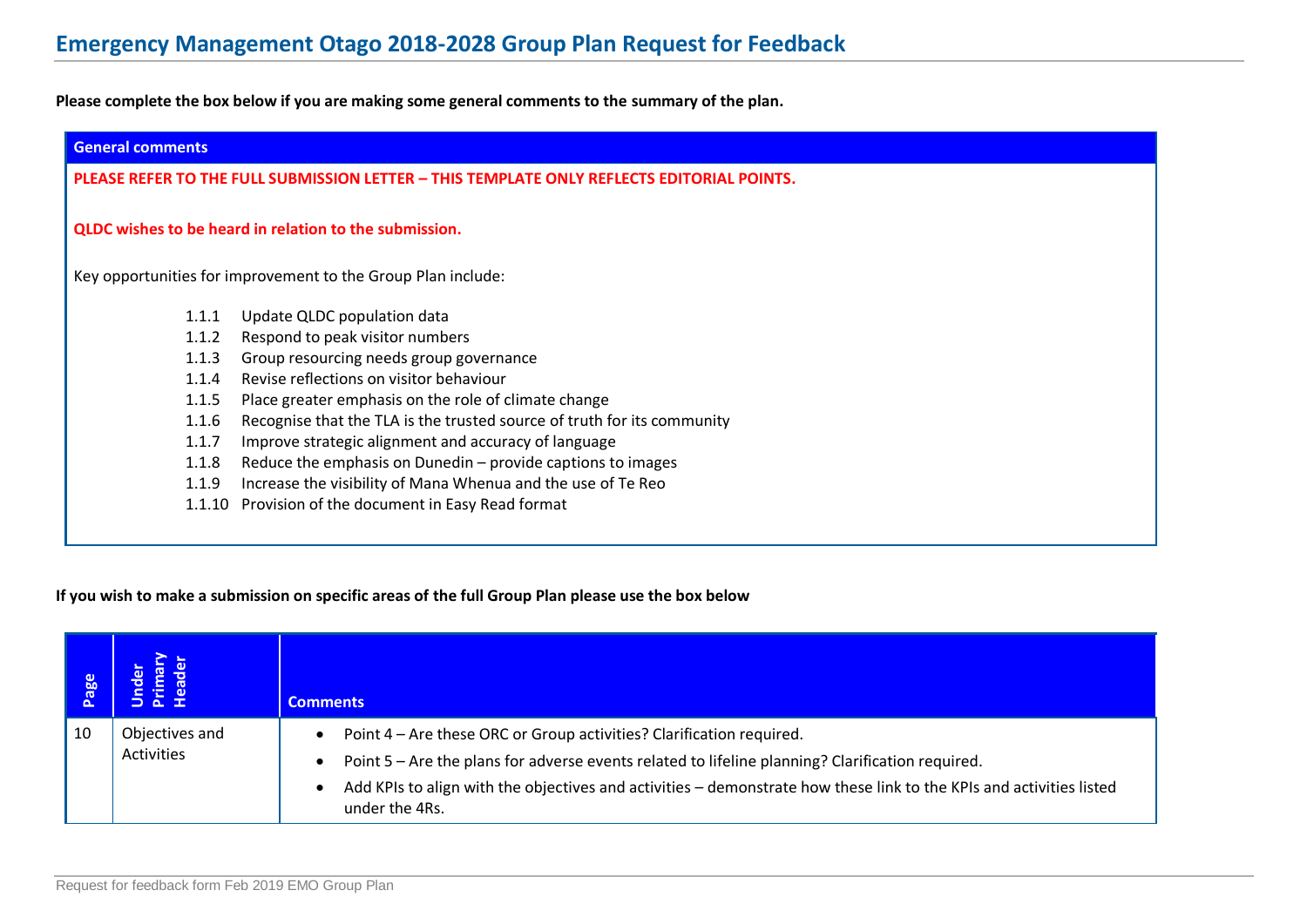# Emergency Management Otago 2018-2028 Group Plan Request for Feedback

**Please complete the box below if you are making some general comments to the summary of the plan.**

| **General comments** |
|---|
| **PLEASE REFER TO THE FULL SUBMISSION LETTER – THIS TEMPLATE ONLY REFLECTS EDITORIAL POINTS.**<br><br>**QLDC wishes to be heard in relation to the submission.**<br><br>Key opportunities for improvement to the Group Plan include:<br><br>1.1.1 Update QLDC population data<br>1.1.2 Respond to peak visitor numbers<br>1.1.3 Group resourcing needs group governance<br>1.1.4 Revise reflections on visitor behaviour<br>1.1.5 Place greater emphasis on the role of climate change<br>1.1.6 Recognise that the TLA is the trusted source of truth for its community<br>1.1.7 Improve strategic alignment and accuracy of language<br>1.1.8 Reduce the emphasis on Dunedin – provide captions to images<br>1.1.9 Increase the visibility of Mana Whenua and the use of Te Reo<br>1.1.10 Provision of the document in Easy Read format |

**If you wish to make a submission on specific areas of the full Group Plan please use the box below**

| **Page** | **Under Primary Header** | **Comments** |
|---|---|---|
| 10 | Objectives and Activities | • Point 4 – Are these ORC or Group activities? Clarification required.<br>• Point 5 – Are the plans for adverse events related to lifeline planning? Clarification required.<br>• Add KPIs to align with the objectives and activities – demonstrate how these link to the KPIs and activities listed under the 4Rs. |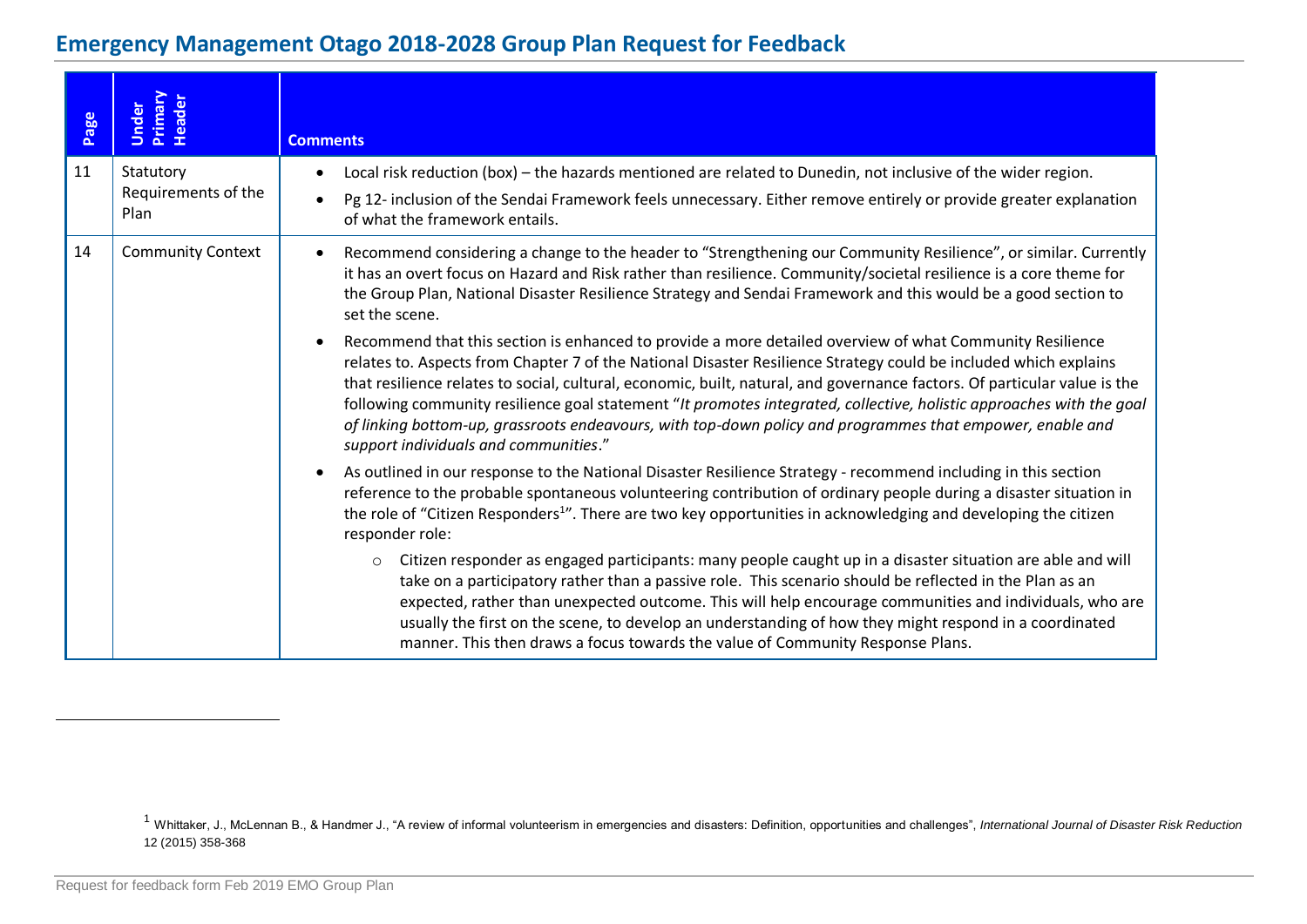# Emergency Management Otago 2018-2028 Group Plan Request for Feedback

| Page | Under Primary Header | Comments |
| --- | --- | --- |
| 11 | Statutory Requirements of the Plan | • Local risk reduction (box) – the hazards mentioned are related to Dunedin, not inclusive of the wider region.<br>• Pg 12- inclusion of the Sendai Framework feels unnecessary. Either remove entirely or provide greater explanation of what the framework entails. |
| 14 | Community Context | • Recommend considering a change to the header to "Strengthening our Community Resilience", or similar. Currently it has an overt focus on Hazard and Risk rather than resilience. Community/societal resilience is a core theme for the Group Plan, National Disaster Resilience Strategy and Sendai Framework and this would be a good section to set the scene.<br>• Recommend that this section is enhanced to provide a more detailed overview of what Community Resilience relates to. Aspects from Chapter 7 of the National Disaster Resilience Strategy could be included which explains that resilience relates to social, cultural, economic, built, natural, and governance factors. Of particular value is the following community resilience goal statement "*It promotes integrated, collective, holistic approaches with the goal of linking bottom-up, grassroots endeavours, with top-down policy and programmes that empower, enable and support individuals and communities*."<br>• As outlined in our response to the National Disaster Resilience Strategy - recommend including in this section reference to the probable spontaneous volunteering contribution of ordinary people during a disaster situation in the role of "Citizen Responders[1]". There are two key opportunities in acknowledging and developing the citizen responder role:<br>&nbsp;&nbsp;&nbsp;&nbsp;○ Citizen responder as engaged participants: many people caught up in a disaster situation are able and will take on a participatory rather than a passive role. This scenario should be reflected in the Plan as an expected, rather than unexpected outcome. This will help encourage communities and individuals, who are usually the first on the scene, to develop an understanding of how they might respond in a coordinated manner. This then draws a focus towards the value of Community Response Plans. |

[1] Whittaker, J., McLennan B., & Handmer J., "A review of informal volunteerism in emergencies and disasters: Definition, opportunities and challenges", *International Journal of Disaster Risk Reduction* 12 (2015) 358-368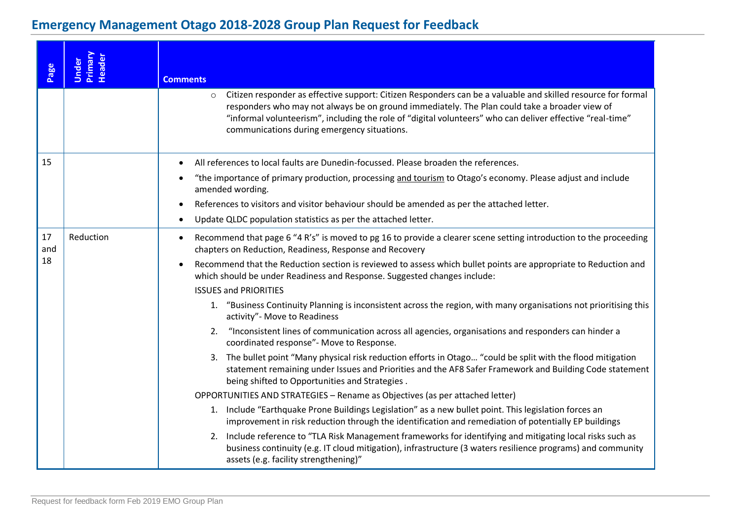# Emergency Management Otago 2018-2028 Group Plan Request for Feedback

| Page | Under Primary Header | Comments |
|---|---|---|
| | | ◦ Citizen responder as effective support: Citizen Responders can be a valuable and skilled resource for formal responders who may not always be on ground immediately. The Plan could take a broader view of "informal volunteerism", including the role of "digital volunteers" who can deliver effective "real-time" communications during emergency situations. |
| 15 | | • All references to local faults are Dunedin-focussed. Please broaden the references.<br>• "the importance of primary production, processing <u>and tourism</u> to Otago's economy. Please adjust and include amended wording.<br>• References to visitors and visitor behaviour should be amended as per the attached letter.<br>• Update QLDC population statistics as per the attached letter. |
| 17 and 18 | Reduction | • Recommend that page 6 "4 R's" is moved to pg 16 to provide a clearer scene setting introduction to the proceeding chapters on Reduction, Readiness, Response and Recovery<br>• Recommend that the Reduction section is reviewed to assess which bullet points are appropriate to Reduction and which should be under Readiness and Response. Suggested changes include:<br>ISSUES and PRIORITIES<br>1. "Business Continuity Planning is inconsistent across the region, with many organisations not prioritising this activity"- Move to Readiness<br>2. "Inconsistent lines of communication across all agencies, organisations and responders can hinder a coordinated response"- Move to Response.<br>3. The bullet point "Many physical risk reduction efforts in Otago… "could be split with the flood mitigation statement remaining under Issues and Priorities and the AF8 Safer Framework and Building Code statement being shifted to Opportunities and Strategies .<br>OPPORTUNITIES AND STRATEGIES – Rename as Objectives (as per attached letter)<br>1. Include "Earthquake Prone Buildings Legislation" as a new bullet point. This legislation forces an improvement in risk reduction through the identification and remediation of potentially EP buildings<br>2. Include reference to "TLA Risk Management frameworks for identifying and mitigating local risks such as business continuity (e.g. IT cloud mitigation), infrastructure (3 waters resilience programs) and community assets (e.g. facility strengthening)" |

Request for feedback form Feb 2019 EMO Group Plan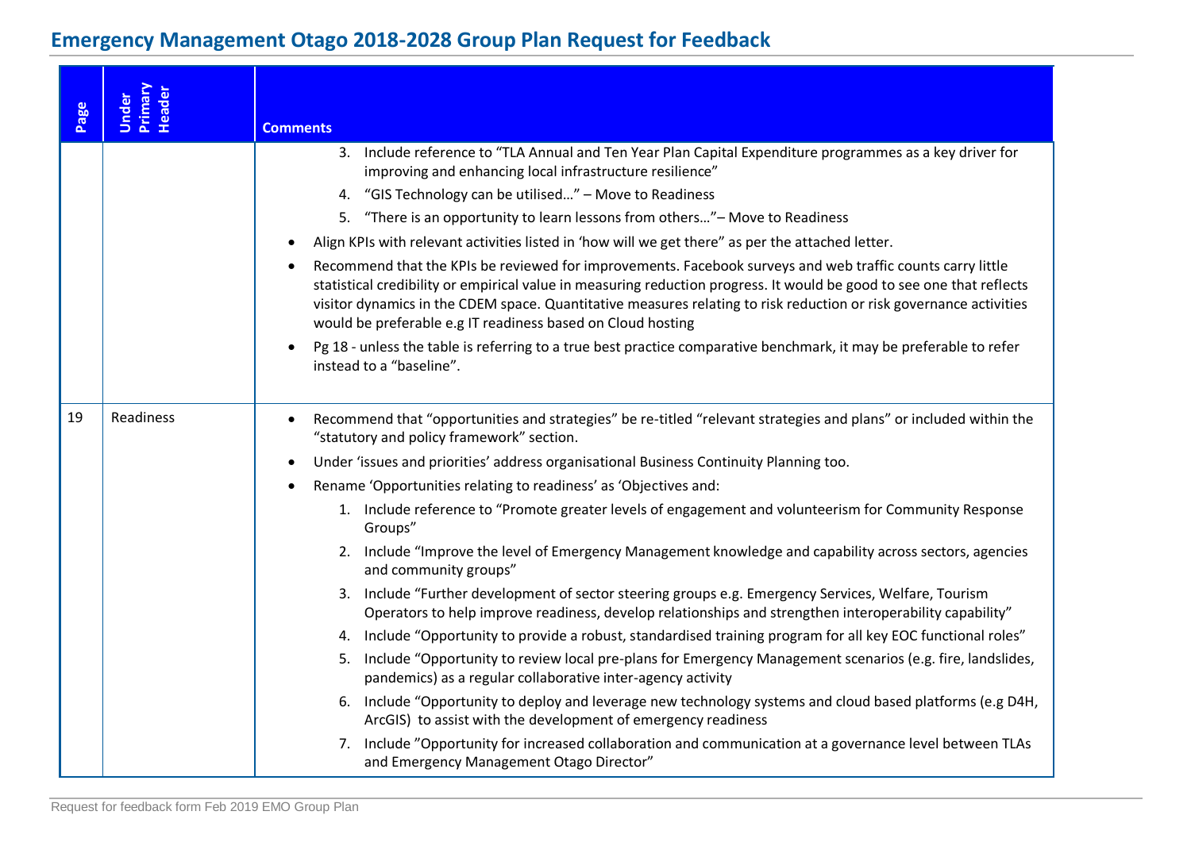## Emergency Management Otago 2018-2028 Group Plan Request for Feedback

| Page | Under Primary Header | Comments |
|---|---|---|
| | | 3. Include reference to "TLA Annual and Ten Year Plan Capital Expenditure programmes as a key driver for improving and enhancing local infrastructure resilience"<br>4. "GIS Technology can be utilised…" – Move to Readiness<br>5. "There is an opportunity to learn lessons from others…"– Move to Readiness<br>• Align KPIs with relevant activities listed in 'how will we get there" as per the attached letter.<br>• Recommend that the KPIs be reviewed for improvements. Facebook surveys and web traffic counts carry little statistical credibility or empirical value in measuring reduction progress. It would be good to see one that reflects visitor dynamics in the CDEM space. Quantitative measures relating to risk reduction or risk governance activities would be preferable e.g IT readiness based on Cloud hosting<br>• Pg 18 - unless the table is referring to a true best practice comparative benchmark, it may be preferable to refer instead to a "baseline". |
| 19 | Readiness | • Recommend that "opportunities and strategies" be re-titled "relevant strategies and plans" or included within the "statutory and policy framework" section.<br>• Under 'issues and priorities' address organisational Business Continuity Planning too.<br>• Rename 'Opportunities relating to readiness' as 'Objectives and:<br>1. Include reference to "Promote greater levels of engagement and volunteerism for Community Response Groups"<br>2. Include "Improve the level of Emergency Management knowledge and capability across sectors, agencies and community groups"<br>3. Include "Further development of sector steering groups e.g. Emergency Services, Welfare, Tourism Operators to help improve readiness, develop relationships and strengthen interoperability capability"<br>4. Include "Opportunity to provide a robust, standardised training program for all key EOC functional roles"<br>5. Include "Opportunity to review local pre-plans for Emergency Management scenarios (e.g. fire, landslides, pandemics) as a regular collaborative inter-agency activity<br>6. Include "Opportunity to deploy and leverage new technology systems and cloud based platforms (e.g D4H, ArcGIS) to assist with the development of emergency readiness<br>7. Include "Opportunity for increased collaboration and communication at a governance level between TLAs and Emergency Management Otago Director" |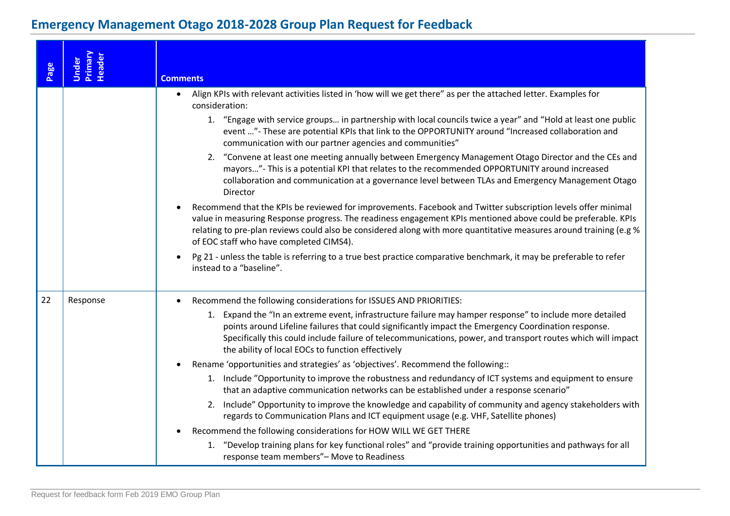## Emergency Management Otago 2018-2028 Group Plan Request for Feedback

| Page | Under Primary Header | Comments |
|---|---|---|
| | | • Align KPIs with relevant activities listed in 'how will we get there" as per the attached letter. Examples for consideration:<br>1. "Engage with service groups… in partnership with local councils twice a year" and "Hold at least one public event …"- These are potential KPIs that link to the OPPORTUNITY around "Increased collaboration and communication with our partner agencies and communities"<br>2. "Convene at least one meeting annually between Emergency Management Otago Director and the CEs and mayors…"- This is a potential KPI that relates to the recommended OPPORTUNITY around increased collaboration and communication at a governance level between TLAs and Emergency Management Otago Director<br>• Recommend that the KPIs be reviewed for improvements. Facebook and Twitter subscription levels offer minimal value in measuring Response progress. The readiness engagement KPIs mentioned above could be preferable. KPIs relating to pre-plan reviews could also be considered along with more quantitative measures around training (e.g % of EOC staff who have completed CIMS4).<br>• Pg 21 - unless the table is referring to a true best practice comparative benchmark, it may be preferable to refer instead to a "baseline". |
| 22 | Response | • Recommend the following considerations for ISSUES AND PRIORITIES:<br>1. Expand the "In an extreme event, infrastructure failure may hamper response" to include more detailed points around Lifeline failures that could significantly impact the Emergency Coordination response. Specifically this could include failure of telecommunications, power, and transport routes which will impact the ability of local EOCs to function effectively<br>• Rename 'opportunities and strategies' as 'objectives'. Recommend the following::<br>1. Include "Opportunity to improve the robustness and redundancy of ICT systems and equipment to ensure that an adaptive communication networks can be established under a response scenario"<br>2. Include" Opportunity to improve the knowledge and capability of community and agency stakeholders with regards to Communication Plans and ICT equipment usage (e.g. VHF, Satellite phones)<br>• Recommend the following considerations for HOW WILL WE GET THERE<br>1. "Develop training plans for key functional roles" and "provide training opportunities and pathways for all response team members"– Move to Readiness |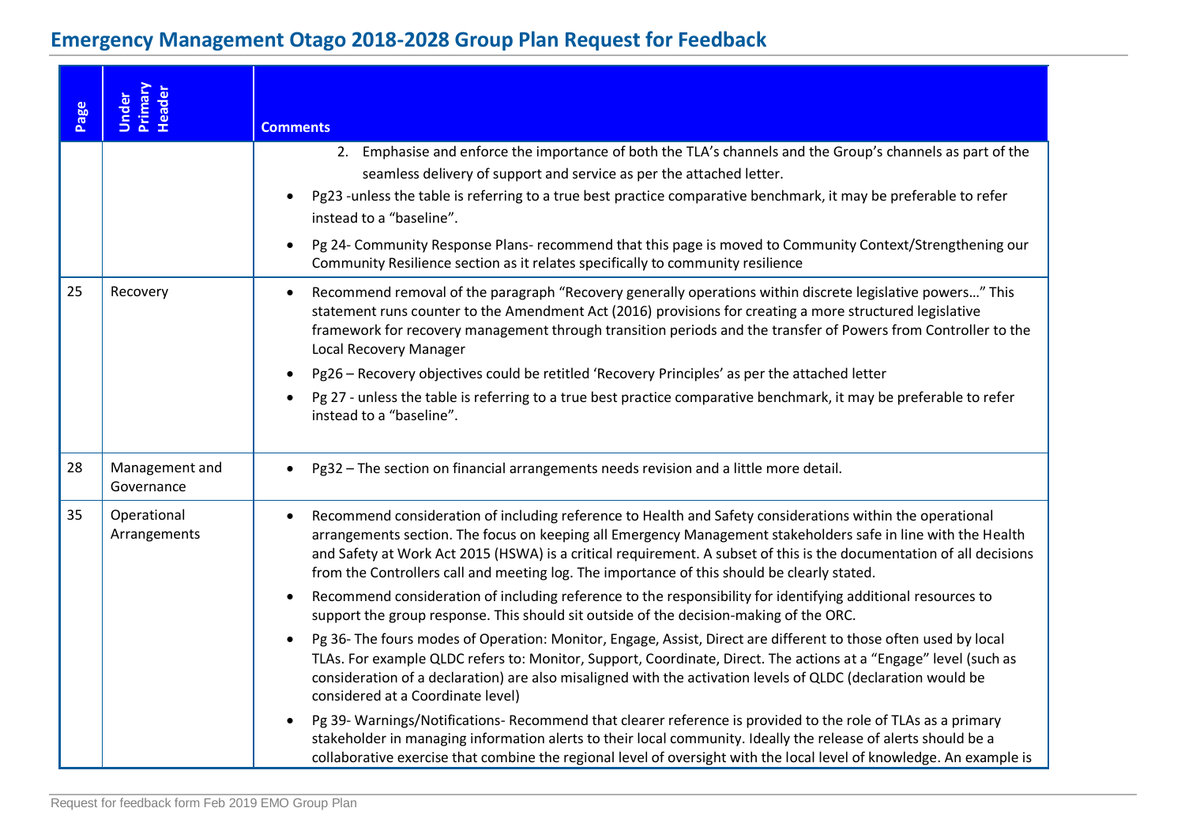## Emergency Management Otago 2018-2028 Group Plan Request for Feedback

| Page | Under Primary Header | Comments |
|---|---|---|
| | | 2. Emphasise and enforce the importance of both the TLA's channels and the Group's channels as part of the seamless delivery of support and service as per the attached letter.<br>• Pg23 -unless the table is referring to a true best practice comparative benchmark, it may be preferable to refer instead to a "baseline".<br>• Pg 24- Community Response Plans- recommend that this page is moved to Community Context/Strengthening our Community Resilience section as it relates specifically to community resilience |
| 25 | Recovery | • Recommend removal of the paragraph "Recovery generally operations within discrete legislative powers…" This statement runs counter to the Amendment Act (2016) provisions for creating a more structured legislative framework for recovery management through transition periods and the transfer of Powers from Controller to the Local Recovery Manager<br>• Pg26 – Recovery objectives could be retitled 'Recovery Principles' as per the attached letter<br>• Pg 27 - unless the table is referring to a true best practice comparative benchmark, it may be preferable to refer instead to a "baseline". |
| 28 | Management and Governance | • Pg32 – The section on financial arrangements needs revision and a little more detail. |
| 35 | Operational Arrangements | • Recommend consideration of including reference to Health and Safety considerations within the operational arrangements section. The focus on keeping all Emergency Management stakeholders safe in line with the Health and Safety at Work Act 2015 (HSWA) is a critical requirement. A subset of this is the documentation of all decisions from the Controllers call and meeting log. The importance of this should be clearly stated.<br>• Recommend consideration of including reference to the responsibility for identifying additional resources to support the group response. This should sit outside of the decision-making of the ORC.<br>• Pg 36- The fours modes of Operation: Monitor, Engage, Assist, Direct are different to those often used by local TLAs. For example QLDC refers to: Monitor, Support, Coordinate, Direct. The actions at a "Engage" level (such as consideration of a declaration) are also misaligned with the activation levels of QLDC (declaration would be considered at a Coordinate level)<br>• Pg 39- Warnings/Notifications- Recommend that clearer reference is provided to the role of TLAs as a primary stakeholder in managing information alerts to their local community. Ideally the release of alerts should be a collaborative exercise that combine the regional level of oversight with the local level of knowledge. An example is |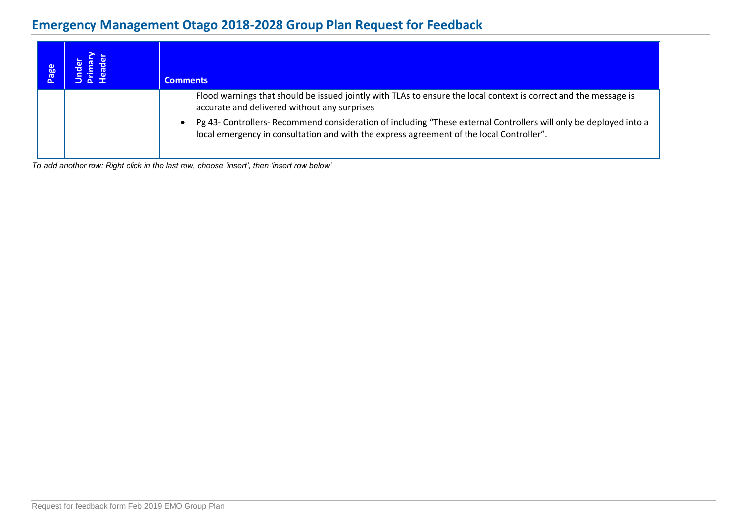# Emergency Management Otago 2018-2028 Group Plan Request for Feedback

| Page | Under Primary Header | Comments |
| --- | --- | --- |
| | | Flood warnings that should be issued jointly with TLAs to ensure the local context is correct and the message is accurate and delivered without any surprises<br><br>• Pg 43- Controllers- Recommend consideration of including "These external Controllers will only be deployed into a local emergency in consultation and with the express agreement of the local Controller". |

*To add another row: Right click in the last row, choose 'insert', then 'insert row below'*